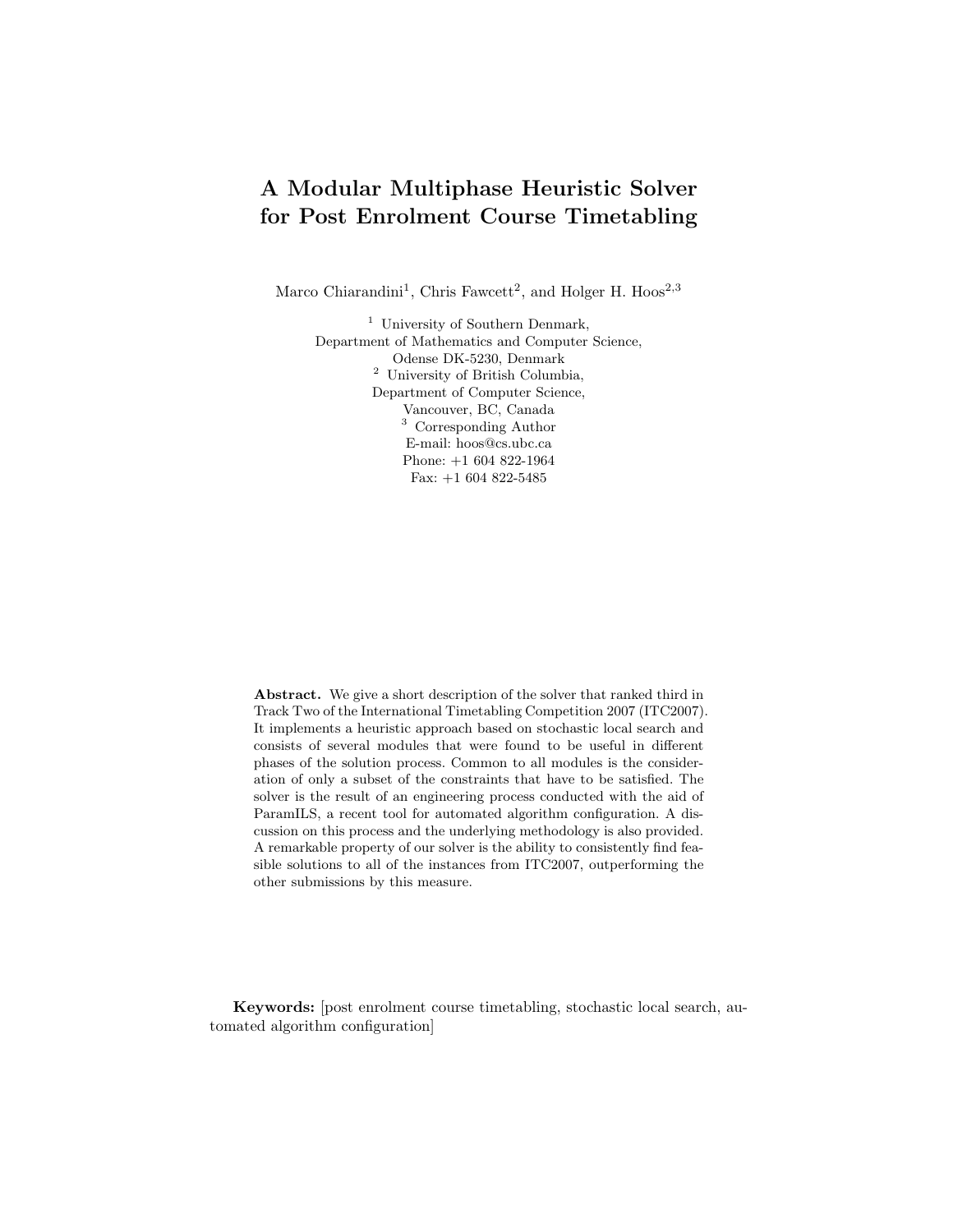# A Modular Multiphase Heuristic Solver for Post Enrolment Course Timetabling

Marco Chiarandini[1], Chris Fawcett[2], and Holger H. Hoos[2,3]

[1] University of Southern Denmark,
Department of Mathematics and Computer Science,
Odense DK-5230, Denmark

[2] University of British Columbia,
Department of Computer Science,
Vancouver, BC, Canada

[3] Corresponding Author
E-mail: hoos@cs.ubc.ca
Phone: +1 604 822-1964
Fax: +1 604 822-5485

**Abstract.** We give a short description of the solver that ranked third in Track Two of the International Timetabling Competition 2007 (ITC2007). It implements a heuristic approach based on stochastic local search and consists of several modules that were found to be useful in different phases of the solution process. Common to all modules is the consideration of only a subset of the constraints that have to be satisfied. The solver is the result of an engineering process conducted with the aid of ParamILS, a recent tool for automated algorithm configuration. A discussion on this process and the underlying methodology is also provided. A remarkable property of our solver is the ability to consistently find feasible solutions to all of the instances from ITC2007, outperforming the other submissions by this measure.

**Keywords:** [post enrolment course timetabling, stochastic local search, automated algorithm configuration]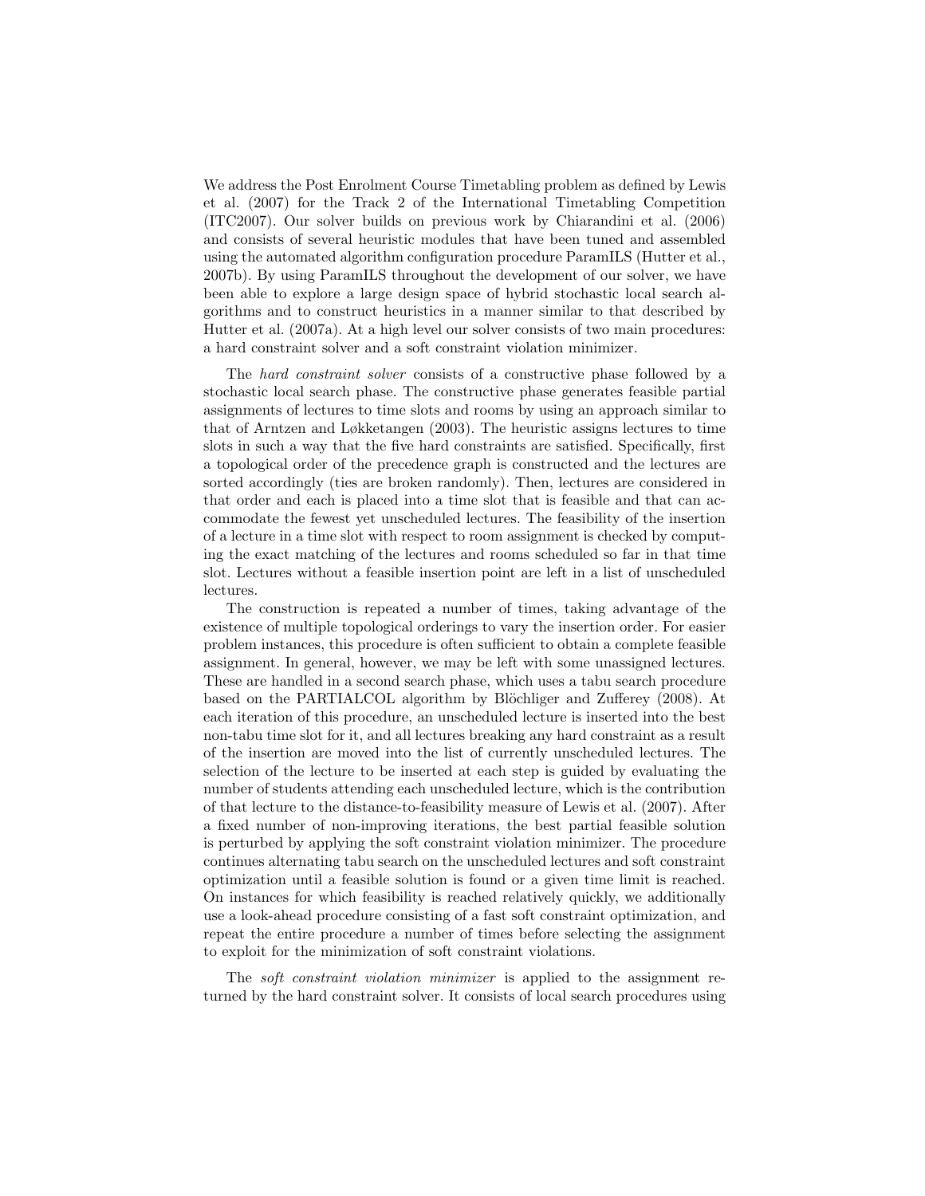We address the Post Enrolment Course Timetabling problem as defined by Lewis et al. (2007) for the Track 2 of the International Timetabling Competition (ITC2007). Our solver builds on previous work by Chiarandini et al. (2006) and consists of several heuristic modules that have been tuned and assembled using the automated algorithm configuration procedure ParamILS (Hutter et al., 2007b). By using ParamILS throughout the development of our solver, we have been able to explore a large design space of hybrid stochastic local search algorithms and to construct heuristics in a manner similar to that described by Hutter et al. (2007a). At a high level our solver consists of two main procedures: a hard constraint solver and a soft constraint violation minimizer.

The *hard constraint solver* consists of a constructive phase followed by a stochastic local search phase. The constructive phase generates feasible partial assignments of lectures to time slots and rooms by using an approach similar to that of Arntzen and Løkketangen (2003). The heuristic assigns lectures to time slots in such a way that the five hard constraints are satisfied. Specifically, first a topological order of the precedence graph is constructed and the lectures are sorted accordingly (ties are broken randomly). Then, lectures are considered in that order and each is placed into a time slot that is feasible and that can accommodate the fewest yet unscheduled lectures. The feasibility of the insertion of a lecture in a time slot with respect to room assignment is checked by computing the exact matching of the lectures and rooms scheduled so far in that time slot. Lectures without a feasible insertion point are left in a list of unscheduled lectures.

The construction is repeated a number of times, taking advantage of the existence of multiple topological orderings to vary the insertion order. For easier problem instances, this procedure is often sufficient to obtain a complete feasible assignment. In general, however, we may be left with some unassigned lectures. These are handled in a second search phase, which uses a tabu search procedure based on the PARTIALCOL algorithm by Blöchliger and Zufferey (2008). At each iteration of this procedure, an unscheduled lecture is inserted into the best non-tabu time slot for it, and all lectures breaking any hard constraint as a result of the insertion are moved into the list of currently unscheduled lectures. The selection of the lecture to be inserted at each step is guided by evaluating the number of students attending each unscheduled lecture, which is the contribution of that lecture to the distance-to-feasibility measure of Lewis et al. (2007). After a fixed number of non-improving iterations, the best partial feasible solution is perturbed by applying the soft constraint violation minimizer. The procedure continues alternating tabu search on the unscheduled lectures and soft constraint optimization until a feasible solution is found or a given time limit is reached. On instances for which feasibility is reached relatively quickly, we additionally use a look-ahead procedure consisting of a fast soft constraint optimization, and repeat the entire procedure a number of times before selecting the assignment to exploit for the minimization of soft constraint violations.

The *soft constraint violation minimizer* is applied to the assignment returned by the hard constraint solver. It consists of local search procedures using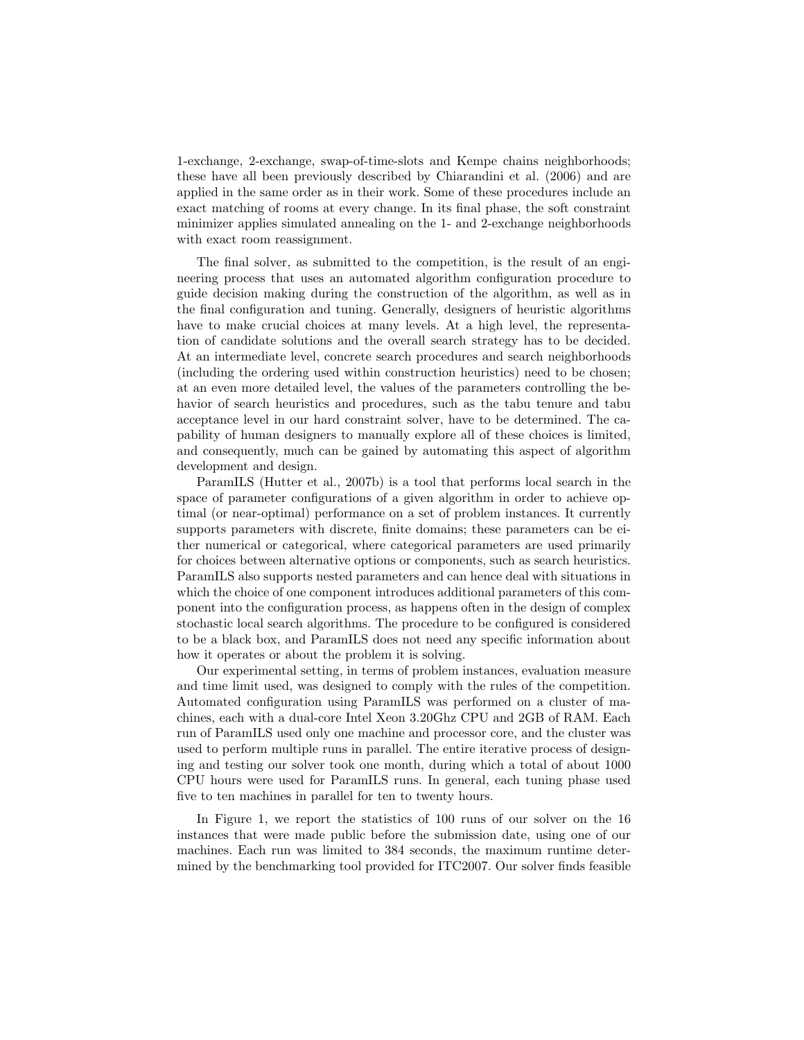1-exchange, 2-exchange, swap-of-time-slots and Kempe chains neighborhoods; these have all been previously described by Chiarandini et al. (2006) and are applied in the same order as in their work. Some of these procedures include an exact matching of rooms at every change. In its final phase, the soft constraint minimizer applies simulated annealing on the 1- and 2-exchange neighborhoods with exact room reassignment.

The final solver, as submitted to the competition, is the result of an engineering process that uses an automated algorithm configuration procedure to guide decision making during the construction of the algorithm, as well as in the final configuration and tuning. Generally, designers of heuristic algorithms have to make crucial choices at many levels. At a high level, the representation of candidate solutions and the overall search strategy has to be decided. At an intermediate level, concrete search procedures and search neighborhoods (including the ordering used within construction heuristics) need to be chosen; at an even more detailed level, the values of the parameters controlling the behavior of search heuristics and procedures, such as the tabu tenure and tabu acceptance level in our hard constraint solver, have to be determined. The capability of human designers to manually explore all of these choices is limited, and consequently, much can be gained by automating this aspect of algorithm development and design.

ParamILS (Hutter et al., 2007b) is a tool that performs local search in the space of parameter configurations of a given algorithm in order to achieve optimal (or near-optimal) performance on a set of problem instances. It currently supports parameters with discrete, finite domains; these parameters can be either numerical or categorical, where categorical parameters are used primarily for choices between alternative options or components, such as search heuristics. ParamILS also supports nested parameters and can hence deal with situations in which the choice of one component introduces additional parameters of this component into the configuration process, as happens often in the design of complex stochastic local search algorithms. The procedure to be configured is considered to be a black box, and ParamILS does not need any specific information about how it operates or about the problem it is solving.

Our experimental setting, in terms of problem instances, evaluation measure and time limit used, was designed to comply with the rules of the competition. Automated configuration using ParamILS was performed on a cluster of machines, each with a dual-core Intel Xeon 3.20Ghz CPU and 2GB of RAM. Each run of ParamILS used only one machine and processor core, and the cluster was used to perform multiple runs in parallel. The entire iterative process of designing and testing our solver took one month, during which a total of about 1000 CPU hours were used for ParamILS runs. In general, each tuning phase used five to ten machines in parallel for ten to twenty hours.

In Figure 1, we report the statistics of 100 runs of our solver on the 16 instances that were made public before the submission date, using one of our machines. Each run was limited to 384 seconds, the maximum runtime determined by the benchmarking tool provided for ITC2007. Our solver finds feasible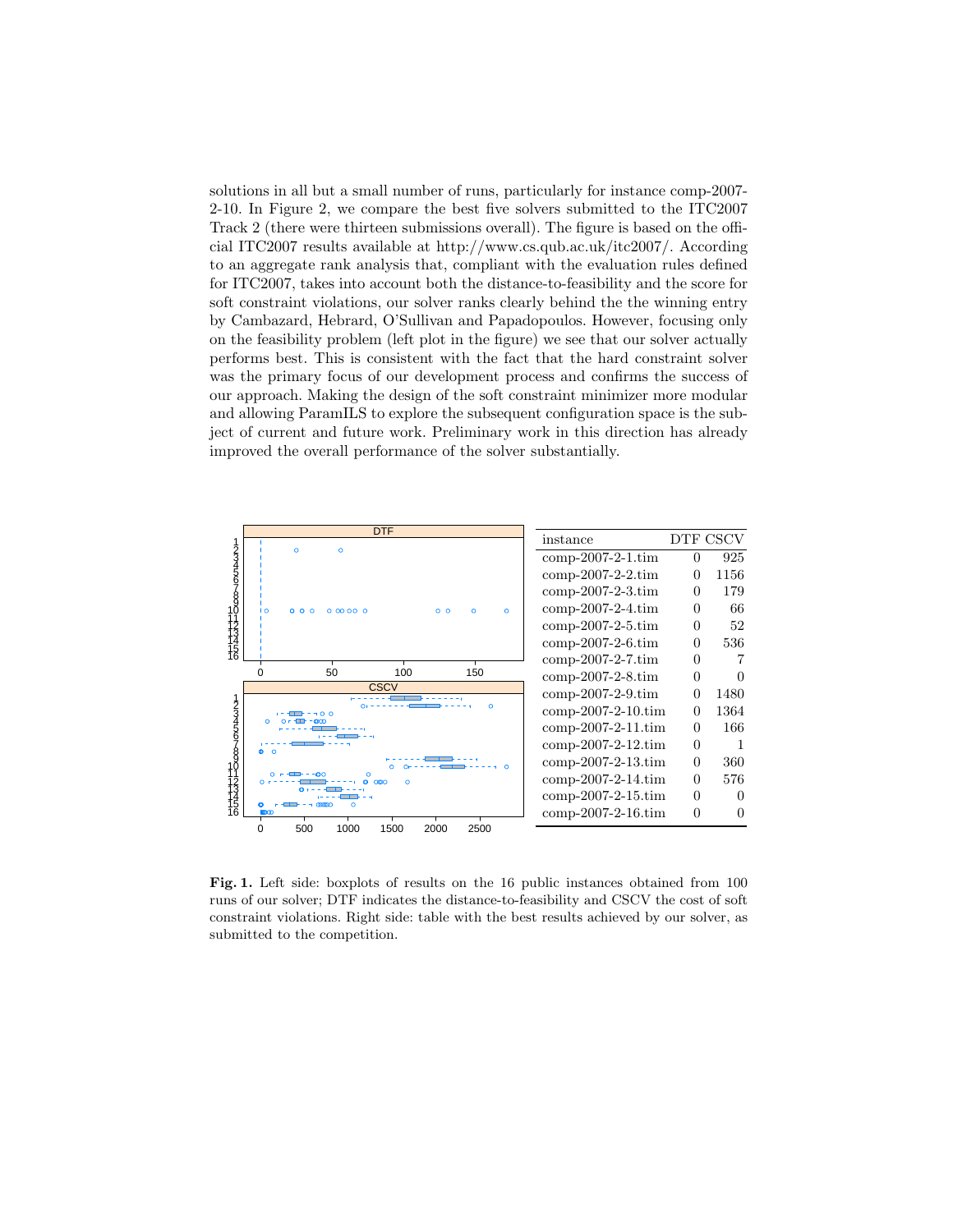solutions in all but a small number of runs, particularly for instance comp-2007-2-10. In Figure 2, we compare the best five solvers submitted to the ITC2007 Track 2 (there were thirteen submissions overall). The figure is based on the official ITC2007 results available at http://www.cs.qub.ac.uk/itc2007/. According to an aggregate rank analysis that, compliant with the evaluation rules defined for ITC2007, takes into account both the distance-to-feasibility and the score for soft constraint violations, our solver ranks clearly behind the the winning entry by Cambazard, Hebrard, O'Sullivan and Papadopoulos. However, focusing only on the feasibility problem (left plot in the figure) we see that our solver actually performs best. This is consistent with the fact that the hard constraint solver was the primary focus of our development process and confirms the success of our approach. Making the design of the soft constraint minimizer more modular and allowing ParamILS to explore the subsequent configuration space is the subject of current and future work. Preliminary work in this direction has already improved the overall performance of the solver substantially.

| instance | DTF | CSCV |
|---|---|---|
| comp-2007-2-1.tim | 0 | 925 |
| comp-2007-2-2.tim | 0 | 1156 |
| comp-2007-2-3.tim | 0 | 179 |
| comp-2007-2-4.tim | 0 | 66 |
| comp-2007-2-5.tim | 0 | 52 |
| comp-2007-2-6.tim | 0 | 536 |
| comp-2007-2-7.tim | 0 | 7 |
| comp-2007-2-8.tim | 0 | 0 |
| comp-2007-2-9.tim | 0 | 1480 |
| comp-2007-2-10.tim | 0 | 1364 |
| comp-2007-2-11.tim | 0 | 166 |
| comp-2007-2-12.tim | 0 | 1 |
| comp-2007-2-13.tim | 0 | 360 |
| comp-2007-2-14.tim | 0 | 576 |
| comp-2007-2-15.tim | 0 | 0 |
| comp-2007-2-16.tim | 0 | 0 |

**Fig. 1.** Left side: boxplots of results on the 16 public instances obtained from 100 runs of our solver; DTF indicates the distance-to-feasibility and CSCV the cost of soft constraint violations. Right side: table with the best results achieved by our solver, as submitted to the competition.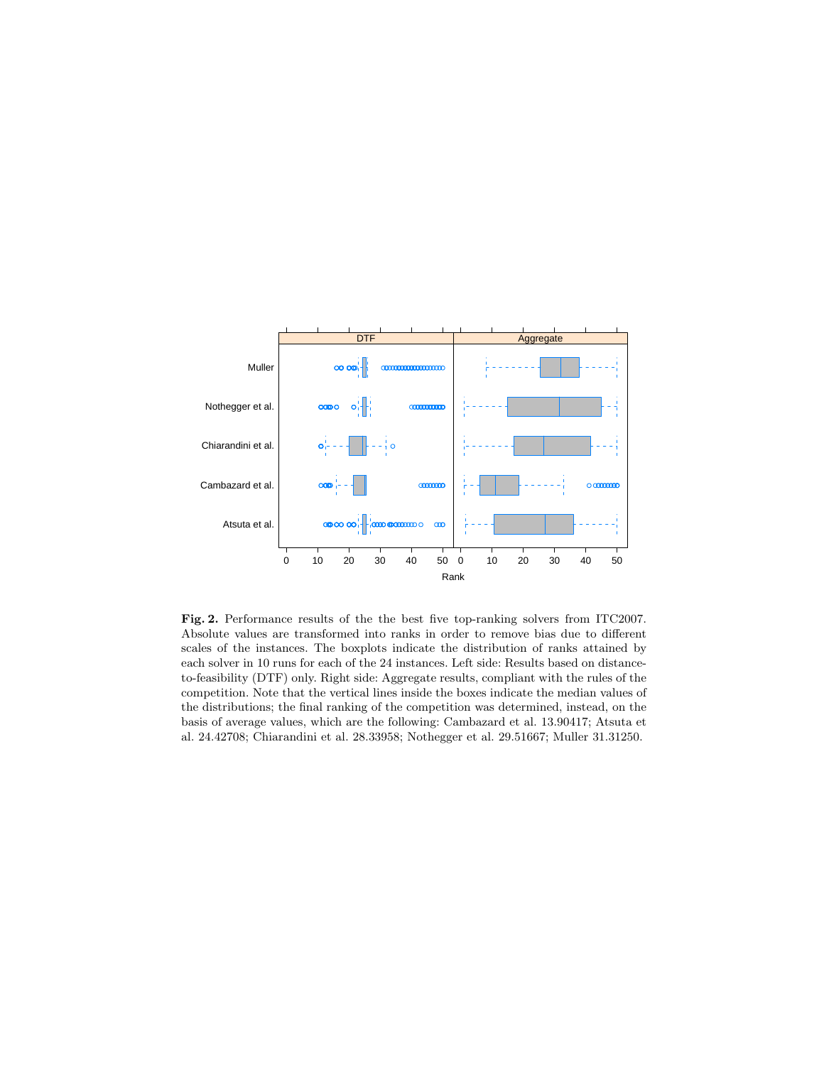**Fig. 2.** Performance results of the the best five top-ranking solvers from ITC2007. Absolute values are transformed into ranks in order to remove bias due to different scales of the instances. The boxplots indicate the distribution of ranks attained by each solver in 10 runs for each of the 24 instances. Left side: Results based on distance-to-feasibility (DTF) only. Right side: Aggregate results, compliant with the rules of the competition. Note that the vertical lines inside the boxes indicate the median values of the distributions; the final ranking of the competition was determined, instead, on the basis of average values, which are the following: Cambazard et al. 13.90417; Atsuta et al. 24.42708; Chiarandini et al. 28.33958; Nothegger et al. 29.51667; Muller 31.31250.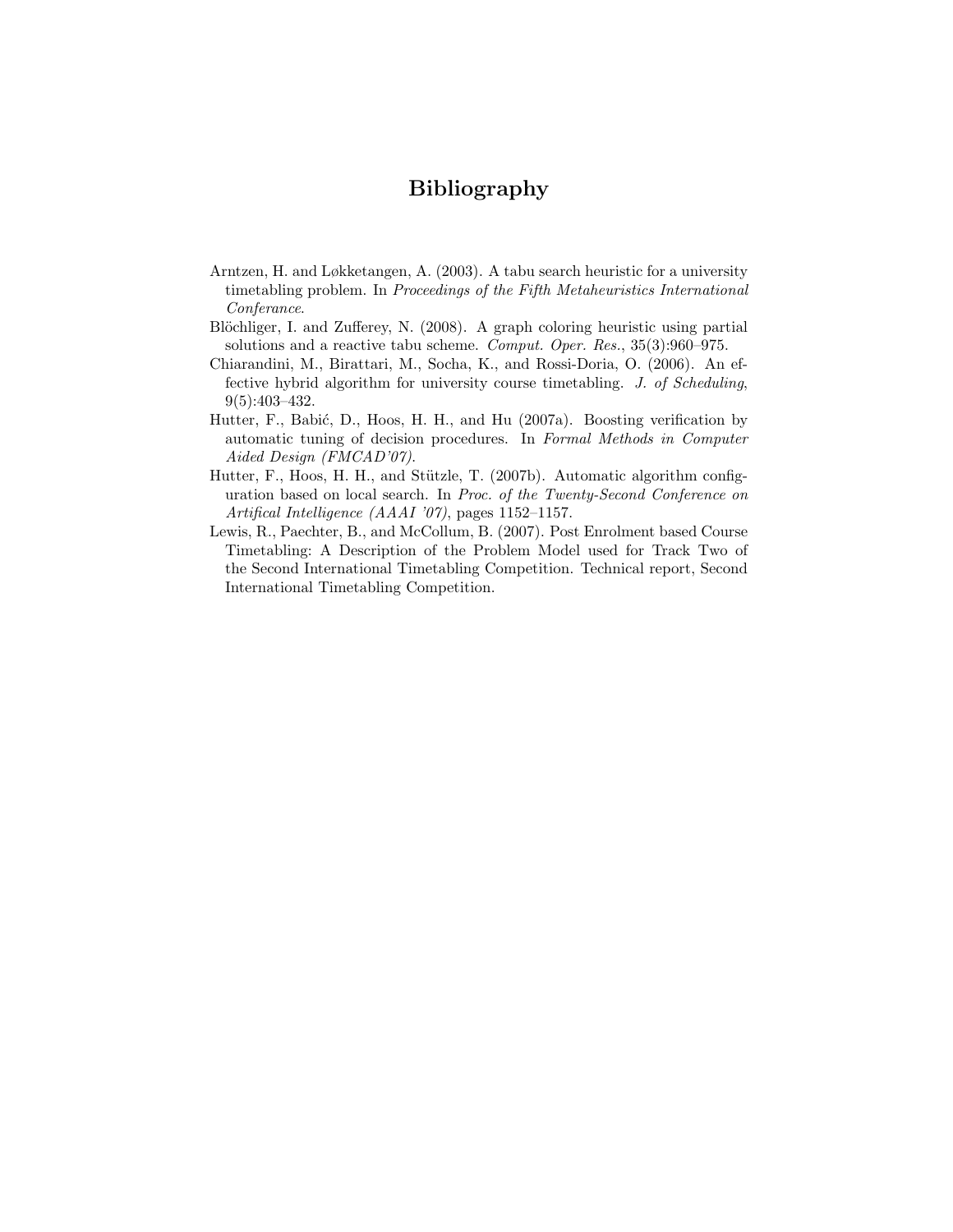# Bibliography

Arntzen, H. and Løkketangen, A. (2003). A tabu search heuristic for a university timetabling problem. In *Proceedings of the Fifth Metaheuristics International Conferance*.

Blöchliger, I. and Zufferey, N. (2008). A graph coloring heuristic using partial solutions and a reactive tabu scheme. *Comput. Oper. Res.*, 35(3):960–975.

Chiarandini, M., Birattari, M., Socha, K., and Rossi-Doria, O. (2006). An effective hybrid algorithm for university course timetabling. *J. of Scheduling*, 9(5):403–432.

Hutter, F., Babić, D., Hoos, H. H., and Hu (2007a). Boosting verification by automatic tuning of decision procedures. In *Formal Methods in Computer Aided Design (FMCAD'07)*.

Hutter, F., Hoos, H. H., and Stützle, T. (2007b). Automatic algorithm configuration based on local search. In *Proc. of the Twenty-Second Conference on Artifical Intelligence (AAAI '07)*, pages 1152–1157.

Lewis, R., Paechter, B., and McCollum, B. (2007). Post Enrolment based Course Timetabling: A Description of the Problem Model used for Track Two of the Second International Timetabling Competition. Technical report, Second International Timetabling Competition.